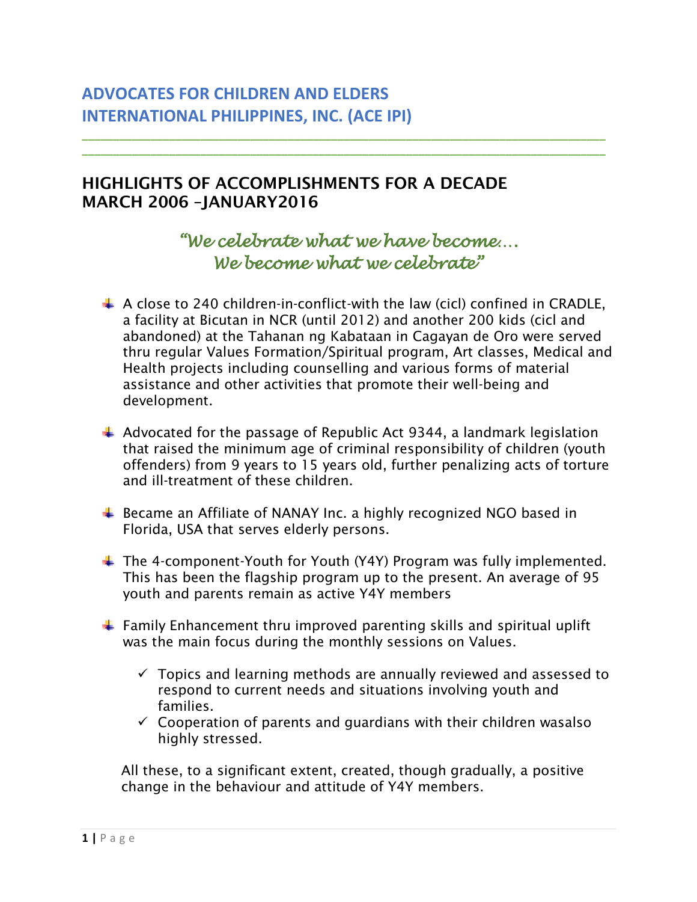# ADVOCATES FOR CHILDREN AND ELDERS INTERNATIONAL PHILIPPINES, INC. (ACE IPI)

---

## HIGHLIGHTS OF ACCOMPLISHMENTS FOR A DECADE MARCH 2006 –JANUARY2016

*"We celebrate what we have become…. We become what we celebrate"*

- A close to 240 children-in-conflict-with the law (cicl) confined in CRADLE, a facility at Bicutan in NCR (until 2012) and another 200 kids (cicl and abandoned) at the Tahanan ng Kabataan in Cagayan de Oro were served thru regular Values Formation/Spiritual program, Art classes, Medical and Health projects including counselling and various forms of material assistance and other activities that promote their well-being and development.

- Advocated for the passage of Republic Act 9344, a landmark legislation that raised the minimum age of criminal responsibility of children (youth offenders) from 9 years to 15 years old, further penalizing acts of torture and ill-treatment of these children.

- Became an Affiliate of NANAY Inc. a highly recognized NGO based in Florida, USA that serves elderly persons.

- The 4-component-Youth for Youth (Y4Y) Program was fully implemented. This has been the flagship program up to the present. An average of 95 youth and parents remain as active Y4Y members

- Family Enhancement thru improved parenting skills and spiritual uplift was the main focus during the monthly sessions on Values.

  - ✓ Topics and learning methods are annually reviewed and assessed to respond to current needs and situations involving youth and families.
  - ✓ Cooperation of parents and guardians with their children wasalso highly stressed.

  All these, to a significant extent, created, though gradually, a positive change in the behaviour and attitude of Y4Y members.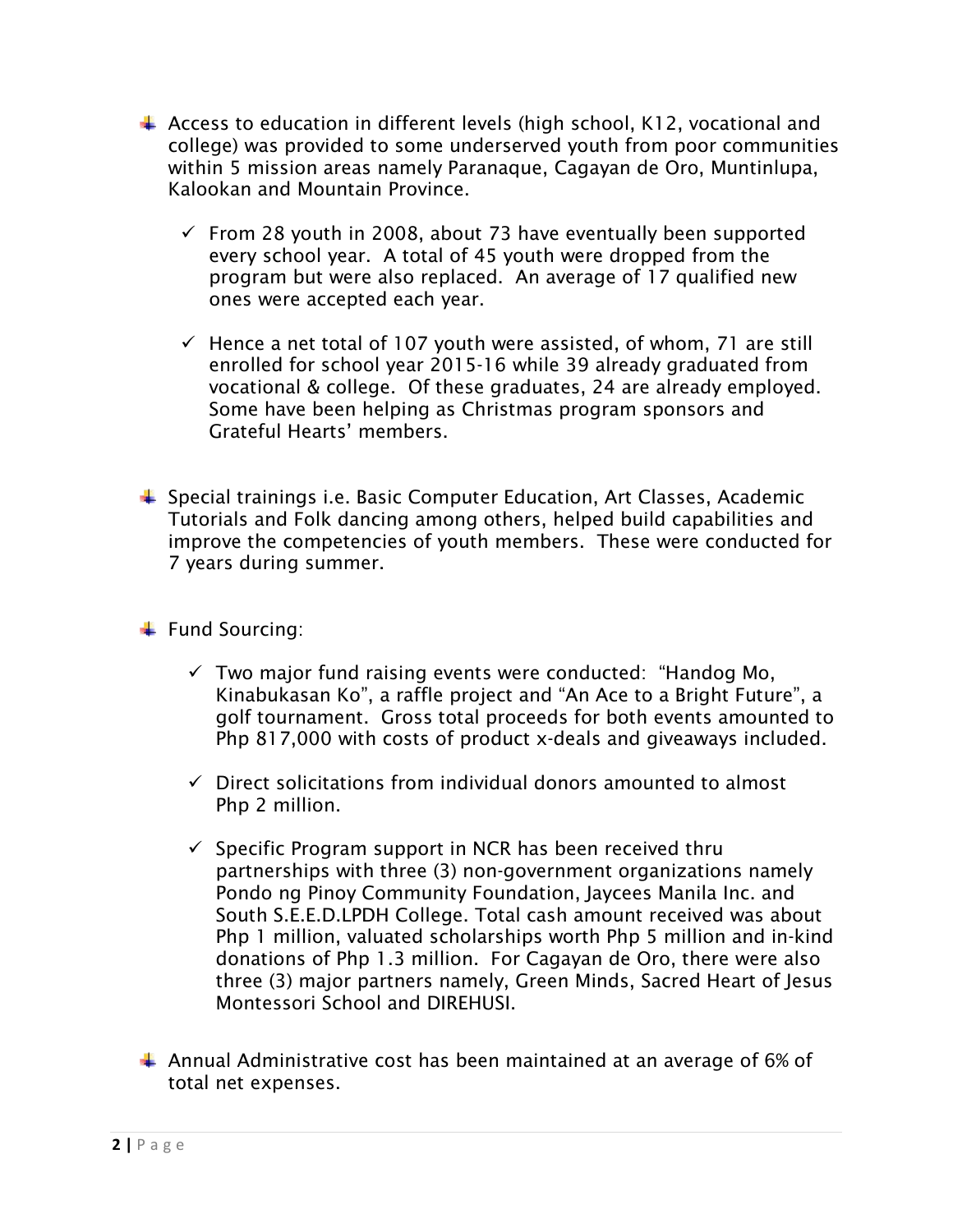- Access to education in different levels (high school, K12, vocational and college) was provided to some underserved youth from poor communities within 5 mission areas namely Paranaque, Cagayan de Oro, Muntinlupa, Kalookan and Mountain Province.

    - ✓ From 28 youth in 2008, about 73 have eventually been supported every school year. A total of 45 youth were dropped from the program but were also replaced. An average of 17 qualified new ones were accepted each year.

    - ✓ Hence a net total of 107 youth were assisted, of whom, 71 are still enrolled for school year 2015-16 while 39 already graduated from vocational & college. Of these graduates, 24 are already employed. Some have been helping as Christmas program sponsors and Grateful Hearts' members.

- Special trainings i.e. Basic Computer Education, Art Classes, Academic Tutorials and Folk dancing among others, helped build capabilities and improve the competencies of youth members. These were conducted for 7 years during summer.

- Fund Sourcing:

    - ✓ Two major fund raising events were conducted: "Handog Mo, Kinabukasan Ko", a raffle project and "An Ace to a Bright Future", a golf tournament. Gross total proceeds for both events amounted to Php 817,000 with costs of product x-deals and giveaways included.

    - ✓ Direct solicitations from individual donors amounted to almost Php 2 million.

    - ✓ Specific Program support in NCR has been received thru partnerships with three (3) non-government organizations namely Pondo ng Pinoy Community Foundation, Jaycees Manila Inc. and South S.E.E.D.LPDH College. Total cash amount received was about Php 1 million, valuated scholarships worth Php 5 million and in-kind donations of Php 1.3 million. For Cagayan de Oro, there were also three (3) major partners namely, Green Minds, Sacred Heart of Jesus Montessori School and DIREHUSI.

- Annual Administrative cost has been maintained at an average of 6% of total net expenses.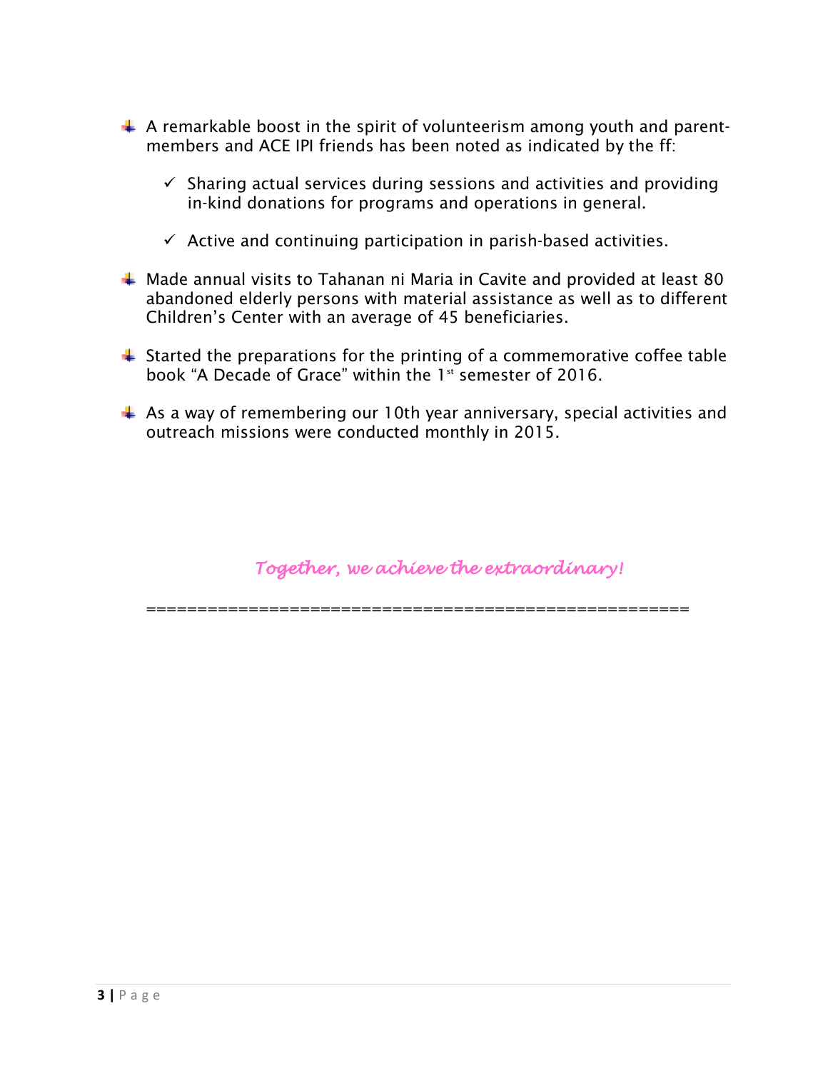- A remarkable boost in the spirit of volunteerism among youth and parent-members and ACE IPI friends has been noted as indicated by the ff:

  - ✓ Sharing actual services during sessions and activities and providing in-kind donations for programs and operations in general.

  - ✓ Active and continuing participation in parish-based activities.

- Made annual visits to Tahanan ni Maria in Cavite and provided at least 80 abandoned elderly persons with material assistance as well as to different Children's Center with an average of 45 beneficiaries.

- Started the preparations for the printing of a commemorative coffee table book "A Decade of Grace" within the 1st semester of 2016.

- As a way of remembering our 10th year anniversary, special activities and outreach missions were conducted monthly in 2015.

*Together, we achieve the extraordinary!*

=====================================================